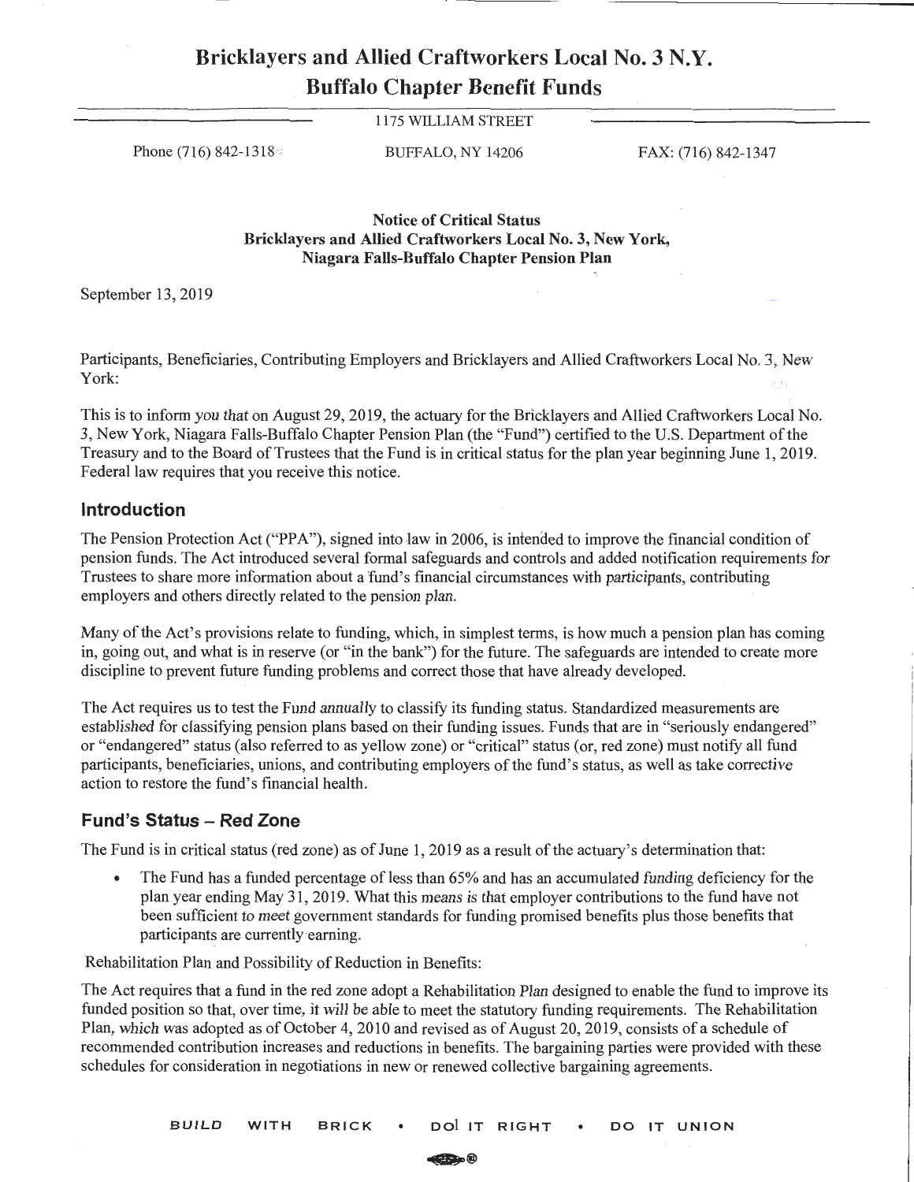# Bricklayers and Allied Craftworkers Local No. 3 N.Y.
# Buffalo Chapter Benefit Funds

1175 WILLIAM STREET

Phone (716) 842-1318 BUFFALO, NY 14206 FAX: (716) 842-1347

**Notice of Critical Status**
**Bricklayers and Allied Craftworkers Local No. 3, New York,**
**Niagara Falls-Buffalo Chapter Pension Plan**

September 13, 2019

Participants, Beneficiaries, Contributing Employers and Bricklayers and Allied Craftworkers Local No. 3, New York:

This is to inform you that on August 29, 2019, the actuary for the Bricklayers and Allied Craftworkers Local No. 3, New York, Niagara Falls-Buffalo Chapter Pension Plan (the "Fund") certified to the U.S. Department of the Treasury and to the Board of Trustees that the Fund is in critical status for the plan year beginning June 1, 2019. Federal law requires that you receive this notice.

## Introduction

The Pension Protection Act ("PPA"), signed into law in 2006, is intended to improve the financial condition of pension funds. The Act introduced several formal safeguards and controls and added notification requirements for Trustees to share more information about a fund's financial circumstances with participants, contributing employers and others directly related to the pension plan.

Many of the Act's provisions relate to funding, which, in simplest terms, is how much a pension plan has coming in, going out, and what is in reserve (or "in the bank") for the future. The safeguards are intended to create more discipline to prevent future funding problems and correct those that have already developed.

The Act requires us to test the Fund annually to classify its funding status. Standardized measurements are established for classifying pension plans based on their funding issues. Funds that are in "seriously endangered" or "endangered" status (also referred to as yellow zone) or "critical" status (or, red zone) must notify all fund participants, beneficiaries, unions, and contributing employers of the fund's status, as well as take corrective action to restore the fund's financial health.

## Fund's Status – Red Zone

The Fund is in critical status (red zone) as of June 1, 2019 as a result of the actuary's determination that:

- The Fund has a funded percentage of less than 65% and has an accumulated funding deficiency for the plan year ending May 31, 2019. What this means is that employer contributions to the fund have not been sufficient to meet government standards for funding promised benefits plus those benefits that participants are currently earning.

Rehabilitation Plan and Possibility of Reduction in Benefits:

The Act requires that a fund in the red zone adopt a Rehabilitation Plan designed to enable the fund to improve its funded position so that, over time, it will be able to meet the statutory funding requirements. The Rehabilitation Plan, which was adopted as of October 4, 2010 and revised as of August 20, 2019, consists of a schedule of recommended contribution increases and reductions in benefits. The bargaining parties were provided with these schedules for consideration in negotiations in new or renewed collective bargaining agreements.

BUILD WITH BRICK • DO IT RIGHT • DO IT UNION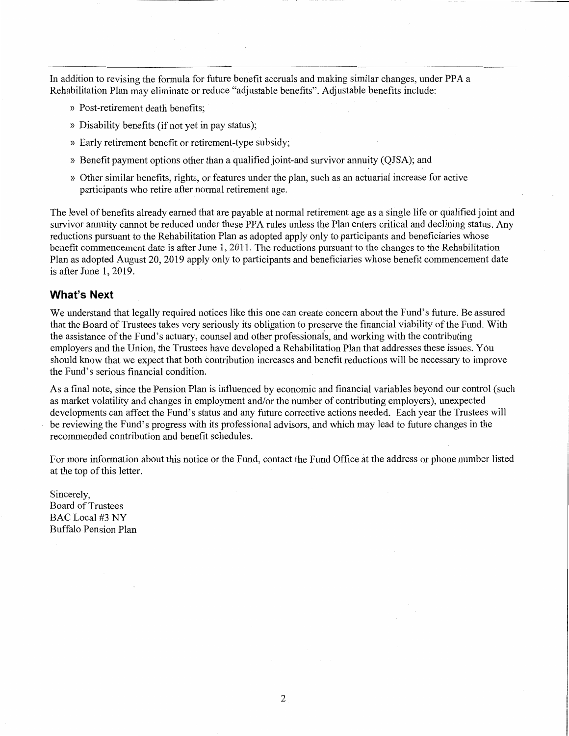In addition to revising the formula for future benefit accruals and making similar changes, under PPA a Rehabilitation Plan may eliminate or reduce "adjustable benefits". Adjustable benefits include:

- Post-retirement death benefits;
- Disability benefits (if not yet in pay status);
- Early retirement benefit or retirement-type subsidy;
- Benefit payment options other than a qualified joint-and survivor annuity (QJSA); and
- Other similar benefits, rights, or features under the plan, such as an actuarial increase for active participants who retire after normal retirement age.

The level of benefits already earned that are payable at normal retirement age as a single life or qualified joint and survivor annuity cannot be reduced under these PPA rules unless the Plan enters critical and declining status. Any reductions pursuant to the Rehabilitation Plan as adopted apply only to participants and beneficiaries whose benefit commencement date is after June 1, 2011. The reductions pursuant to the changes to the Rehabilitation Plan as adopted August 20, 2019 apply only to participants and beneficiaries whose benefit commencement date is after June 1, 2019.

## What's Next

We understand that legally required notices like this one can create concern about the Fund's future. Be assured that the Board of Trustees takes very seriously its obligation to preserve the financial viability of the Fund. With the assistance of the Fund's actuary, counsel and other professionals, and working with the contributing employers and the Union, the Trustees have developed a Rehabilitation Plan that addresses these issues. You should know that we expect that both contribution increases and benefit reductions will be necessary to improve the Fund's serious financial condition.

As a final note, since the Pension Plan is influenced by economic and financial variables beyond our control (such as market volatility and changes in employment and/or the number of contributing employers), unexpected developments can affect the Fund's status and any future corrective actions needed. Each year the Trustees will be reviewing the Fund's progress with its professional advisors, and which may lead to future changes in the recommended contribution and benefit schedules.

For more information about this notice or the Fund, contact the Fund Office at the address or phone number listed at the top of this letter.

Sincerely,
Board of Trustees
BAC Local #3 NY
Buffalo Pension Plan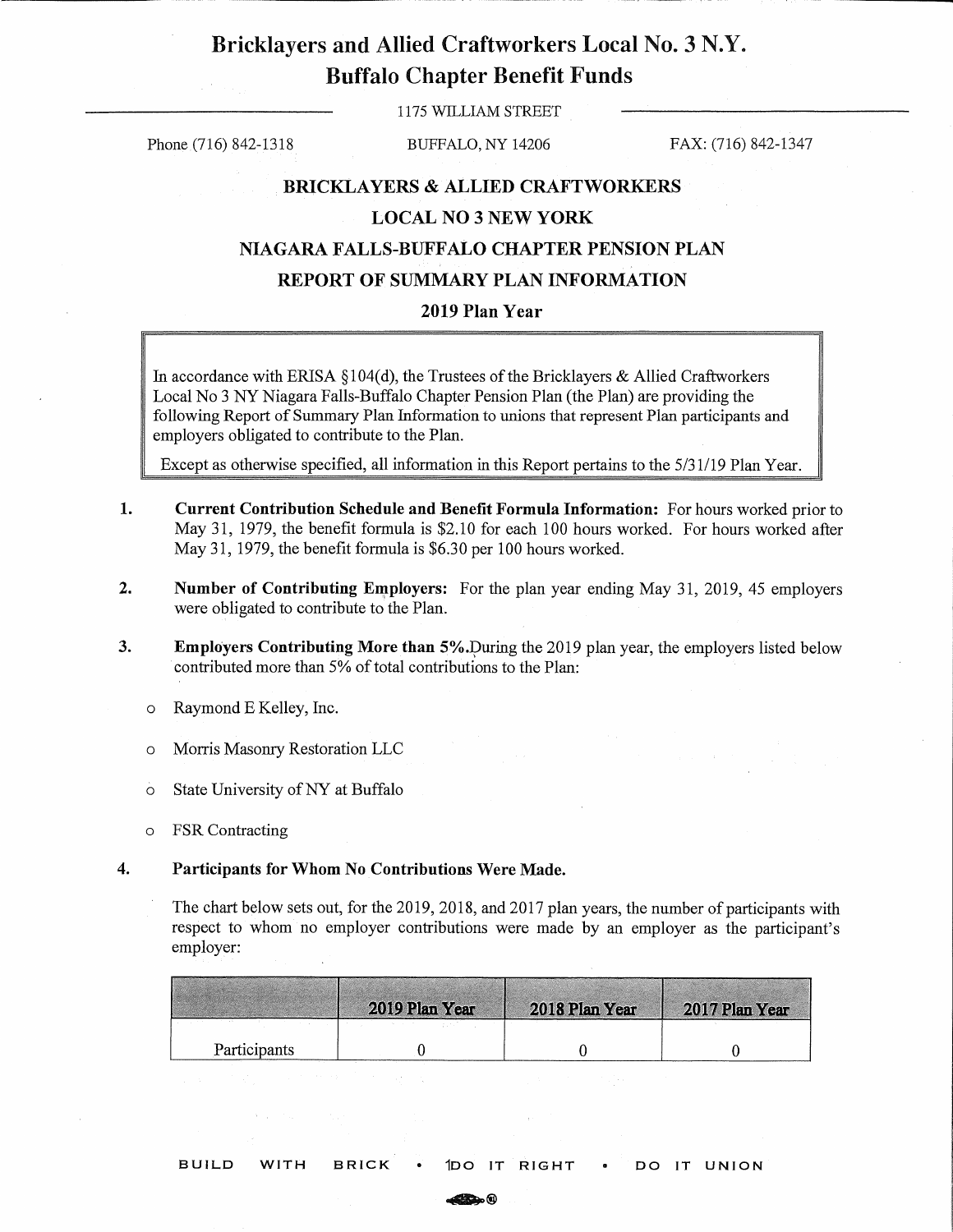# Bricklayers and Allied Craftworkers Local No. 3 N.Y.
# Buffalo Chapter Benefit Funds

1175 WILLIAM STREET

Phone (716) 842-1318 BUFFALO, NY 14206 FAX: (716) 842-1347

## BRICKLAYERS & ALLIED CRAFTWORKERS
## LOCAL NO 3 NEW YORK
## NIAGARA FALLS-BUFFALO CHAPTER PENSION PLAN
## REPORT OF SUMMARY PLAN INFORMATION
## 2019 Plan Year

In accordance with ERISA §104(d), the Trustees of the Bricklayers & Allied Craftworkers Local No 3 NY Niagara Falls-Buffalo Chapter Pension Plan (the Plan) are providing the following Report of Summary Plan Information to unions that represent Plan participants and employers obligated to contribute to the Plan.

Except as otherwise specified, all information in this Report pertains to the 5/31/19 Plan Year.

1. **Current Contribution Schedule and Benefit Formula Information:** For hours worked prior to May 31, 1979, the benefit formula is $2.10 for each 100 hours worked. For hours worked after May 31, 1979, the benefit formula is $6.30 per 100 hours worked.

2. **Number of Contributing Employers:** For the plan year ending May 31, 2019, 45 employers were obligated to contribute to the Plan.

3. **Employers Contributing More than 5%.** During the 2019 plan year, the employers listed below contributed more than 5% of total contributions to the Plan:

   - Raymond E Kelley, Inc.
   - Morris Masonry Restoration LLC
   - State University of NY at Buffalo
   - FSR Contracting

4. **Participants for Whom No Contributions Were Made.**

   The chart below sets out, for the 2019, 2018, and 2017 plan years, the number of participants with respect to whom no employer contributions were made by an employer as the participant's employer:

| | 2019 Plan Year | 2018 Plan Year | 2017 Plan Year |
|---|---|---|---|
| Participants | 0 | 0 | 0 |

BUILD WITH BRICK • DO IT RIGHT • DO IT UNION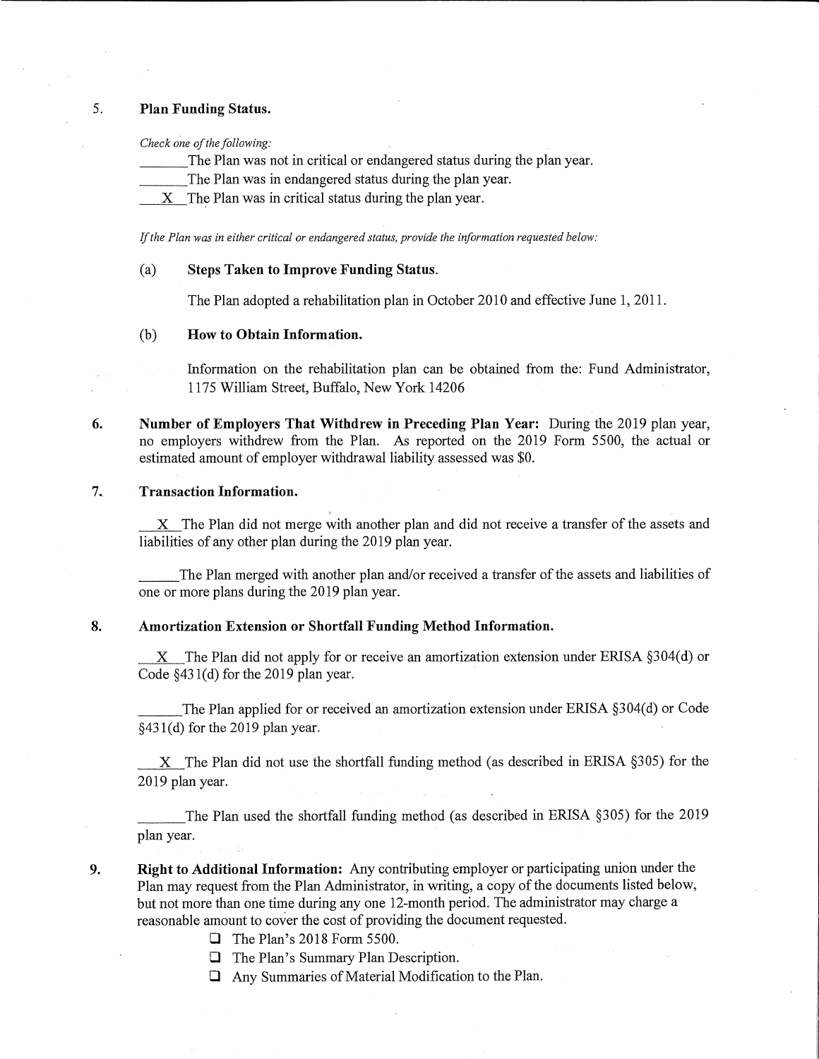5. **Plan Funding Status.**

*Check one of the following:*

_______The Plan was not in critical or endangered status during the plan year.

_______The Plan was in endangered status during the plan year.

___X__The Plan was in critical status during the plan year.

*If the Plan was in either critical or endangered status, provide the information requested below:*

(a) **Steps Taken to Improve Funding Status.**

The Plan adopted a rehabilitation plan in October 2010 and effective June 1, 2011.

(b) **How to Obtain Information.**

Information on the rehabilitation plan can be obtained from the: Fund Administrator, 1175 William Street, Buffalo, New York 14206

6. **Number of Employers That Withdrew in Preceding Plan Year:** During the 2019 plan year, no employers withdrew from the Plan. As reported on the 2019 Form 5500, the actual or estimated amount of employer withdrawal liability assessed was $0.

7. **Transaction Information.**

___X__The Plan did not merge with another plan and did not receive a transfer of the assets and liabilities of any other plan during the 2019 plan year.

______The Plan merged with another plan and/or received a transfer of the assets and liabilities of one or more plans during the 2019 plan year.

8. **Amortization Extension or Shortfall Funding Method Information.**

___X__The Plan did not apply for or receive an amortization extension under ERISA §304(d) or Code §431(d) for the 2019 plan year.

______The Plan applied for or received an amortization extension under ERISA §304(d) or Code §431(d) for the 2019 plan year.

___X__The Plan did not use the shortfall funding method (as described in ERISA §305) for the 2019 plan year.

_______The Plan used the shortfall funding method (as described in ERISA §305) for the 2019 plan year.

9. **Right to Additional Information:** Any contributing employer or participating union under the Plan may request from the Plan Administrator, in writing, a copy of the documents listed below, but not more than one time during any one 12-month period. The administrator may charge a reasonable amount to cover the cost of providing the document requested.

- ☐ The Plan's 2018 Form 5500.
- ☐ The Plan's Summary Plan Description.
- ☐ Any Summaries of Material Modification to the Plan.